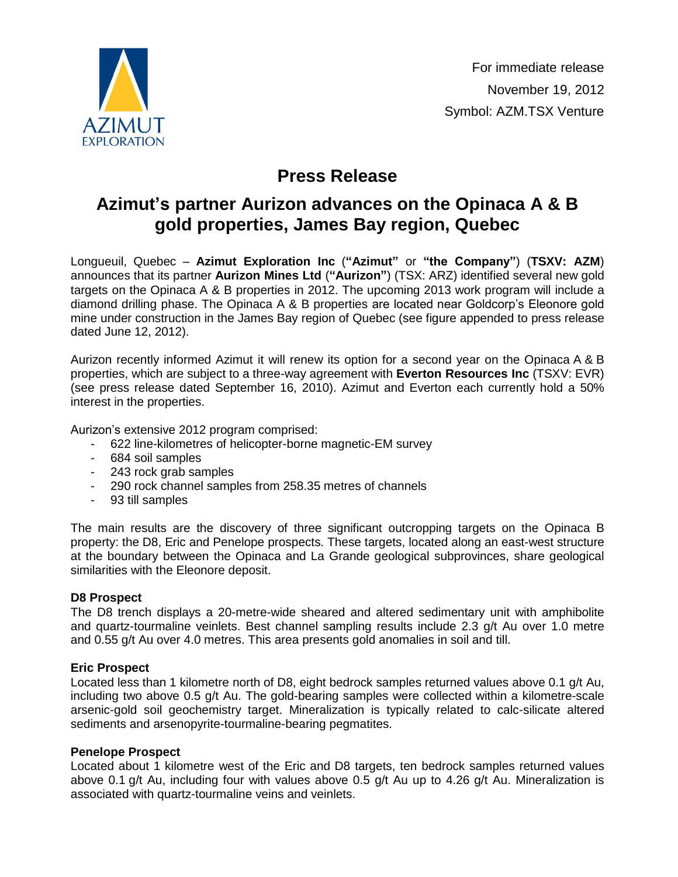AZIMUT EXPLORATION

For immediate release
November 19, 2012
Symbol: AZM.TSX Venture

# Press Release

## Azimut's partner Aurizon advances on the Opinaca A & B gold properties, James Bay region, Quebec

Longueuil, Quebec – **Azimut Exploration Inc** (**"Azimut"** or **"the Company"**) (**TSXV: AZM**) announces that its partner **Aurizon Mines Ltd** (**"Aurizon"**) (TSX: ARZ) identified several new gold targets on the Opinaca A & B properties in 2012. The upcoming 2013 work program will include a diamond drilling phase. The Opinaca A & B properties are located near Goldcorp's Eleonore gold mine under construction in the James Bay region of Quebec (see figure appended to press release dated June 12, 2012).

Aurizon recently informed Azimut it will renew its option for a second year on the Opinaca A & B properties, which are subject to a three-way agreement with **Everton Resources Inc** (TSXV: EVR) (see press release dated September 16, 2010). Azimut and Everton each currently hold a 50% interest in the properties.

Aurizon's extensive 2012 program comprised:

- 622 line-kilometres of helicopter-borne magnetic-EM survey
- 684 soil samples
- 243 rock grab samples
- 290 rock channel samples from 258.35 metres of channels
- 93 till samples

The main results are the discovery of three significant outcropping targets on the Opinaca B property: the D8, Eric and Penelope prospects. These targets, located along an east-west structure at the boundary between the Opinaca and La Grande geological subprovinces, share geological similarities with the Eleonore deposit.

**D8 Prospect**
The D8 trench displays a 20-metre-wide sheared and altered sedimentary unit with amphibolite and quartz-tourmaline veinlets. Best channel sampling results include 2.3 g/t Au over 1.0 metre and 0.55 g/t Au over 4.0 metres. This area presents gold anomalies in soil and till.

**Eric Prospect**
Located less than 1 kilometre north of D8, eight bedrock samples returned values above 0.1 g/t Au, including two above 0.5 g/t Au. The gold-bearing samples were collected within a kilometre-scale arsenic-gold soil geochemistry target. Mineralization is typically related to calc-silicate altered sediments and arsenopyrite-tourmaline-bearing pegmatites.

**Penelope Prospect**
Located about 1 kilometre west of the Eric and D8 targets, ten bedrock samples returned values above 0.1 g/t Au, including four with values above 0.5 g/t Au up to 4.26 g/t Au. Mineralization is associated with quartz-tourmaline veins and veinlets.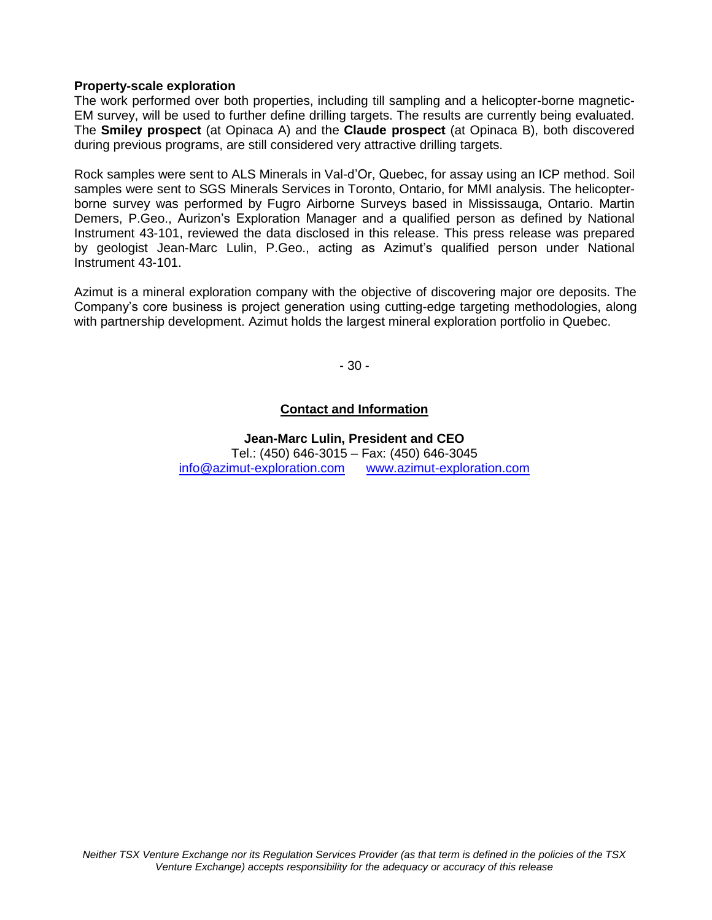**Property-scale exploration**

The work performed over both properties, including till sampling and a helicopter-borne magnetic-EM survey, will be used to further define drilling targets. The results are currently being evaluated. The **Smiley prospect** (at Opinaca A) and the **Claude prospect** (at Opinaca B), both discovered during previous programs, are still considered very attractive drilling targets.

Rock samples were sent to ALS Minerals in Val-d'Or, Quebec, for assay using an ICP method. Soil samples were sent to SGS Minerals Services in Toronto, Ontario, for MMI analysis. The helicopter-borne survey was performed by Fugro Airborne Surveys based in Mississauga, Ontario. Martin Demers, P.Geo., Aurizon's Exploration Manager and a qualified person as defined by National Instrument 43-101, reviewed the data disclosed in this release. This press release was prepared by geologist Jean-Marc Lulin, P.Geo., acting as Azimut's qualified person under National Instrument 43-101.

Azimut is a mineral exploration company with the objective of discovering major ore deposits. The Company's core business is project generation using cutting-edge targeting methodologies, along with partnership development. Azimut holds the largest mineral exploration portfolio in Quebec.

- 30 -

**Contact and Information**

**Jean-Marc Lulin, President and CEO**
Tel.: (450) 646-3015 – Fax: (450) 646-3045
info@azimut-exploration.com www.azimut-exploration.com

*Neither TSX Venture Exchange nor its Regulation Services Provider (as that term is defined in the policies of the TSX Venture Exchange) accepts responsibility for the adequacy or accuracy of this release*